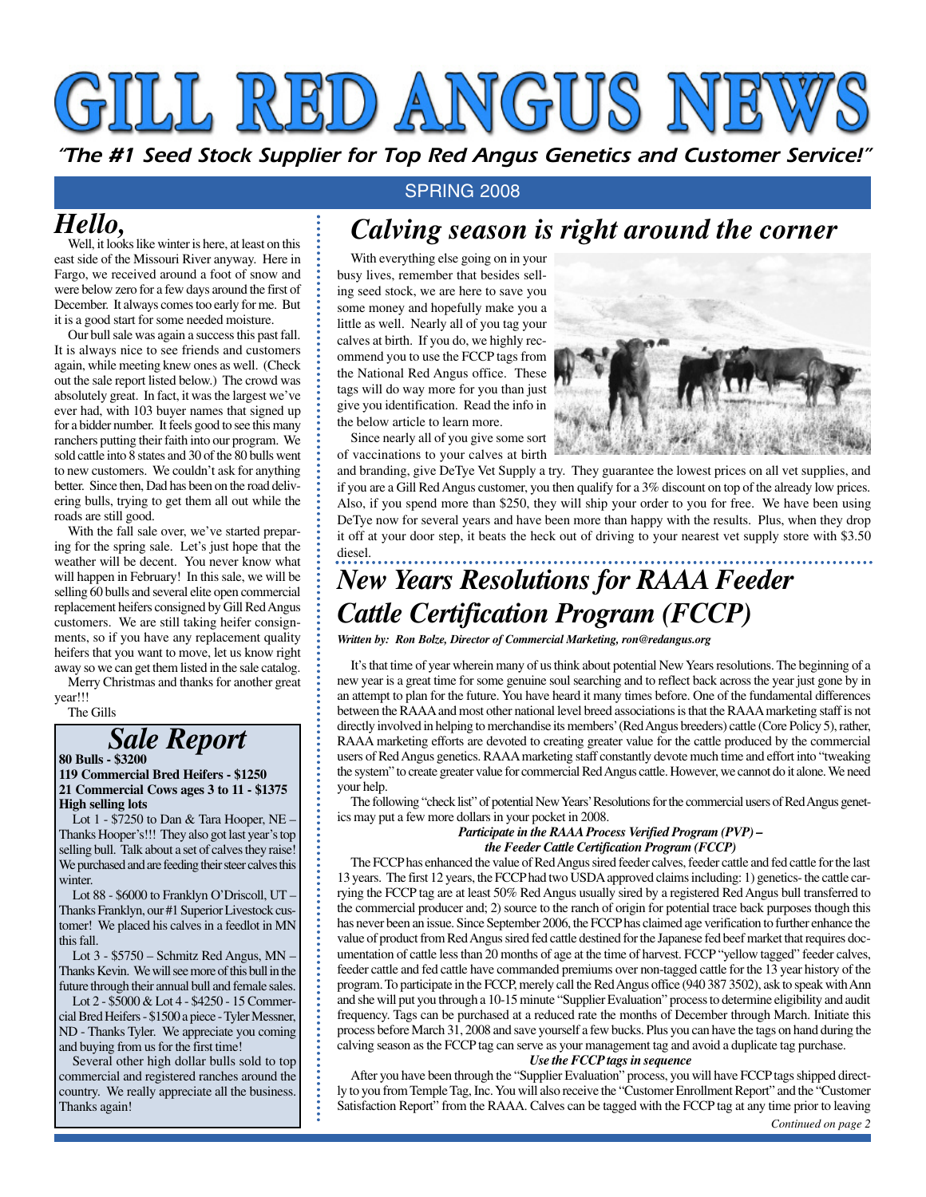# GILL RED ANGUS NEWS

*"The #1 Seed Stock Supplier for Top Red Angus Genetics and Customer Service!"*

SPRING 2008

## *Hello,*

Well, it looks like winter is here, at least on this east side of the Missouri River anyway. Here in Fargo, we received around a foot of snow and were below zero for a few days around the first of December. It always comes too early for me. But it is a good start for some needed moisture.

Our bull sale was again a success this past fall. It is always nice to see friends and customers again, while meeting knew ones as well. (Check out the sale report listed below.) The crowd was absolutely great. In fact, it was the largest we've ever had, with 103 buyer names that signed up for a bidder number. It feels good to see this many ranchers putting their faith into our program. We sold cattle into 8 states and 30 of the 80 bulls went to new customers. We couldn't ask for anything better. Since then, Dad has been on the road delivering bulls, trying to get them all out while the roads are still good.

With the fall sale over, we've started preparing for the spring sale. Let's just hope that the weather will be decent. You never know what will happen in February! In this sale, we will be selling 60 bulls and several elite open commercial replacement heifers consigned by Gill Red Angus customers. We are still taking heifer consignments, so if you have any replacement quality heifers that you want to move, let us know right away so we can get them listed in the sale catalog.

Merry Christmas and thanks for another great year!!!

The Gills

## *Sale Report*

**80 Bulls - $3200**
**119 Commercial Bred Heifers - $1250**
**21 Commercial Cows ages 3 to 11 - $1375**
**High selling lots**

Lot 1 - $7250 to Dan & Tara Hooper, NE – Thanks Hooper's!!! They also got last year's top selling bull. Talk about a set of calves they raise! We purchased and are feeding their steer calves this winter.

Lot 88 - $6000 to Franklyn O'Driscoll, UT – Thanks Franklyn, our #1 Superior Livestock customer! We placed his calves in a feedlot in MN this fall.

Lot 3 - $5750 – Schmitz Red Angus, MN – Thanks Kevin. We will see more of this bull in the future through their annual bull and female sales.

Lot 2 - $5000 & Lot 4 - $4250 - 15 Commercial Bred Heifers - $1500 a piece - Tyler Messner, ND - Thanks Tyler. We appreciate you coming and buying from us for the first time!

Several other high dollar bulls sold to top commercial and registered ranches around the country. We really appreciate all the business. Thanks again!

## *Calving season is right around the corner*

With everything else going on in your busy lives, remember that besides selling seed stock, we are here to save you some money and hopefully make you a little as well. Nearly all of you tag your calves at birth. If you do, we highly recommend you to use the FCCP tags from the National Red Angus office. These tags will do way more for you than just give you identification. Read the info in the below article to learn more.

Since nearly all of you give some sort of vaccinations to your calves at birth and branding, give DeTye Vet Supply a try. They guarantee the lowest prices on all vet supplies, and if you are a Gill Red Angus customer, you then qualify for a 3% discount on top of the already low prices. Also, if you spend more than $250, they will ship your order to you for free. We have been using DeTye now for several years and have been more than happy with the results. Plus, when they drop it off at your door step, it beats the heck out of driving to your nearest vet supply store with $3.50 diesel.

## *New Years Resolutions for RAAA Feeder Cattle Certification Program (FCCP)*

***Written by: Ron Bolze, Director of Commercial Marketing, ron@redangus.org***

It's that time of year wherein many of us think about potential New Years resolutions. The beginning of a new year is a great time for some genuine soul searching and to reflect back across the year just gone by in an attempt to plan for the future. You have heard it many times before. One of the fundamental differences between the RAAA and most other national level breed associations is that the RAAA marketing staff is not directly involved in helping to merchandise its members' (Red Angus breeders) cattle (Core Policy 5), rather, RAAA marketing efforts are devoted to creating greater value for the cattle produced by the commercial users of Red Angus genetics. RAAA marketing staff constantly devote much time and effort into "tweaking the system" to create greater value for commercial Red Angus cattle. However, we cannot do it alone. We need your help.

The following "check list" of potential New Years' Resolutions for the commercial users of Red Angus genetics may put a few more dollars in your pocket in 2008.

***Participate in the RAAA Process Verified Program (PVP) – the Feeder Cattle Certification Program (FCCP)***

The FCCP has enhanced the value of Red Angus sired feeder calves, feeder cattle and fed cattle for the last 13 years. The first 12 years, the FCCP had two USDA approved claims including: 1) genetics- the cattle carrying the FCCP tag are at least 50% Red Angus usually sired by a registered Red Angus bull transferred to the commercial producer and; 2) source to the ranch of origin for potential trace back purposes though this has never been an issue. Since September 2006, the FCCP has claimed age verification to further enhance the value of product from Red Angus sired fed cattle destined for the Japanese fed beef market that requires documentation of cattle less than 20 months of age at the time of harvest. FCCP "yellow tagged" feeder calves, feeder cattle and fed cattle have commanded premiums over non-tagged cattle for the 13 year history of the program. To participate in the FCCP, merely call the Red Angus office (940 387 3502), ask to speak with Ann and she will put you through a 10-15 minute "Supplier Evaluation" process to determine eligibility and audit frequency. Tags can be purchased at a reduced rate the months of December through March. Initiate this process before March 31, 2008 and save yourself a few bucks. Plus you can have the tags on hand during the calving season as the FCCP tag can serve as your management tag and avoid a duplicate tag purchase.

***Use the FCCP tags in sequence***

After you have been through the "Supplier Evaluation" process, you will have FCCP tags shipped directly to you from Temple Tag, Inc. You will also receive the "Customer Enrollment Report" and the "Customer Satisfaction Report" from the RAAA. Calves can be tagged with the FCCP tag at any time prior to leaving

*Continued on page 2*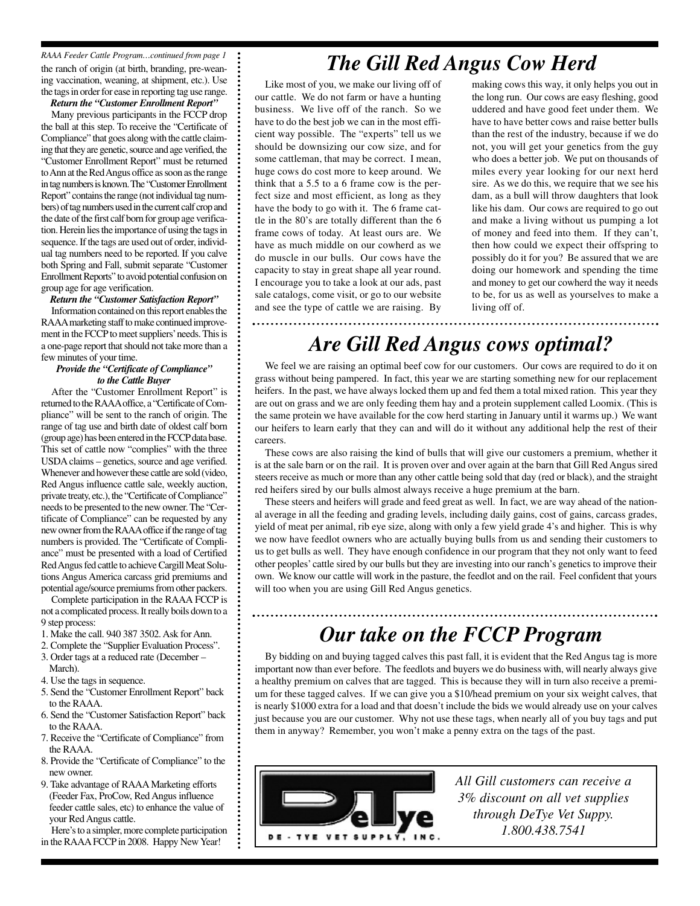*RAAA Feeder Cattle Program…continued from page 1*

the ranch of origin (at birth, branding, pre-weaning vaccination, weaning, at shipment, etc.). Use the tags in order for ease in reporting tag use range.

***Return the "Customer Enrollment Report"***

Many previous participants in the FCCP drop the ball at this step. To receive the "Certificate of Compliance" that goes along with the cattle claiming that they are genetic, source and age verified, the "Customer Enrollment Report" must be returned to Ann at the Red Angus office as soon as the range in tag numbers is known. The "Customer Enrollment Report" contains the range (not individual tag numbers) of tag numbers used in the current calf crop and the date of the first calf born for group age verification. Herein lies the importance of using the tags in sequence. If the tags are used out of order, individual tag numbers need to be reported. If you calve both Spring and Fall, submit separate "Customer Enrollment Reports" to avoid potential confusion on group age for age verification.

***Return the "Customer Satisfaction Report"***

Information contained on this report enables the RAAA marketing staff to make continued improvement in the FCCP to meet suppliers' needs. This is a one-page report that should not take more than a few minutes of your time.

***Provide the "Certificate of Compliance" to the Cattle Buyer***

After the "Customer Enrollment Report" is returned to the RAAA office, a "Certificate of Compliance" will be sent to the ranch of origin. The range of tag use and birth date of oldest calf born (group age) has been entered in the FCCP data base. This set of cattle now "complies" with the three USDA claims – genetics, source and age verified. Whenever and however these cattle are sold (video, Red Angus influence cattle sale, weekly auction, private treaty, etc.), the "Certificate of Compliance" needs to be presented to the new owner. The "Certificate of Compliance" can be requested by any new owner from the RAAA office if the range of tag numbers is provided. The "Certificate of Compliance" must be presented with a load of Certified Red Angus fed cattle to achieve Cargill Meat Solutions Angus America carcass grid premiums and potential age/source premiums from other packers.

Complete participation in the RAAA FCCP is not a complicated process. It really boils down to a 9 step process:

1. Make the call. 940 387 3502. Ask for Ann.
2. Complete the "Supplier Evaluation Process".
3. Order tags at a reduced rate (December – March).
4. Use the tags in sequence.
5. Send the "Customer Enrollment Report" back to the RAAA.
6. Send the "Customer Satisfaction Report" back to the RAAA.
7. Receive the "Certificate of Compliance" from the RAAA.
8. Provide the "Certificate of Compliance" to the new owner.
9. Take advantage of RAAA Marketing efforts (Feeder Fax, ProCow, Red Angus influence feeder cattle sales, etc) to enhance the value of your Red Angus cattle.

Here's to a simpler, more complete participation in the RAAA FCCP in 2008. Happy New Year!

# *The Gill Red Angus Cow Herd*

Like most of you, we make our living off of our cattle. We do not farm or have a hunting business. We live off of the ranch. So we have to do the best job we can in the most efficient way possible. The "experts" tell us we should be downsizing our cow size, and for some cattleman, that may be correct. I mean, huge cows do cost more to keep around. We think that a 5.5 to a 6 frame cow is the perfect size and most efficient, as long as they have the body to go with it. The 6 frame cattle in the 80's are totally different than the 6 frame cows of today. At least ours are. We have as much middle on our cowherd as we do muscle in our bulls. Our cows have the capacity to stay in great shape all year round. I encourage you to take a look at our ads, past sale catalogs, come visit, or go to our website and see the type of cattle we are raising. By making cows this way, it only helps you out in the long run. Our cows are easy fleshing, good uddered and have good feet under them. We have to have better cows and raise better bulls than the rest of the industry, because if we do not, you will get your genetics from the guy who does a better job. We put on thousands of miles every year looking for our next herd sire. As we do this, we require that we see his dam, as a bull will throw daughters that look like his dam. Our cows are required to go out and make a living without us pumping a lot of money and feed into them. If they can't, then how could we expect their offspring to possibly do it for you? Be assured that we are doing our homework and spending the time and money to get our cowherd the way it needs to be, for us as well as yourselves to make a living off of.

# *Are Gill Red Angus cows optimal?*

We feel we are raising an optimal beef cow for our customers. Our cows are required to do it on grass without being pampered. In fact, this year we are starting something new for our replacement heifers. In the past, we have always locked them up and fed them a total mixed ration. This year they are out on grass and we are only feeding them hay and a protein supplement called Loomix. (This is the same protein we have available for the cow herd starting in January until it warms up.) We want our heifers to learn early that they can and will do it without any additional help the rest of their careers.

These cows are also raising the kind of bulls that will give our customers a premium, whether it is at the sale barn or on the rail. It is proven over and over again at the barn that Gill Red Angus sired steers receive as much or more than any other cattle being sold that day (red or black), and the straight red heifers sired by our bulls almost always receive a huge premium at the barn.

These steers and heifers will grade and feed great as well. In fact, we are way ahead of the national average in all the feeding and grading levels, including daily gains, cost of gains, carcass grades, yield of meat per animal, rib eye size, along with only a few yield grade 4's and higher. This is why we now have feedlot owners who are actually buying bulls from us and sending their customers to us to get bulls as well. They have enough confidence in our program that they not only want to feed other peoples' cattle sired by our bulls but they are investing into our ranch's genetics to improve their own. We know our cattle will work in the pasture, the feedlot and on the rail. Feel confident that yours will too when you are using Gill Red Angus genetics.

# *Our take on the FCCP Program*

By bidding on and buying tagged calves this past fall, it is evident that the Red Angus tag is more important now than ever before. The feedlots and buyers we do business with, will nearly always give a healthy premium on calves that are tagged. This is because they will in turn also receive a premium for these tagged calves. If we can give you a $10/head premium on your six weight calves, that is nearly $1000 extra for a load and that doesn't include the bids we would already use on your calves just because you are our customer. Why not use these tags, when nearly all of you buy tags and put them in anyway? Remember, you won't make a penny extra on the tags of the past.

DeTye
DE - TYE VET SUPPLY, INC.

*All Gill customers can receive a 3% discount on all vet supplies through DeTye Vet Suppy. 1.800.438.7541*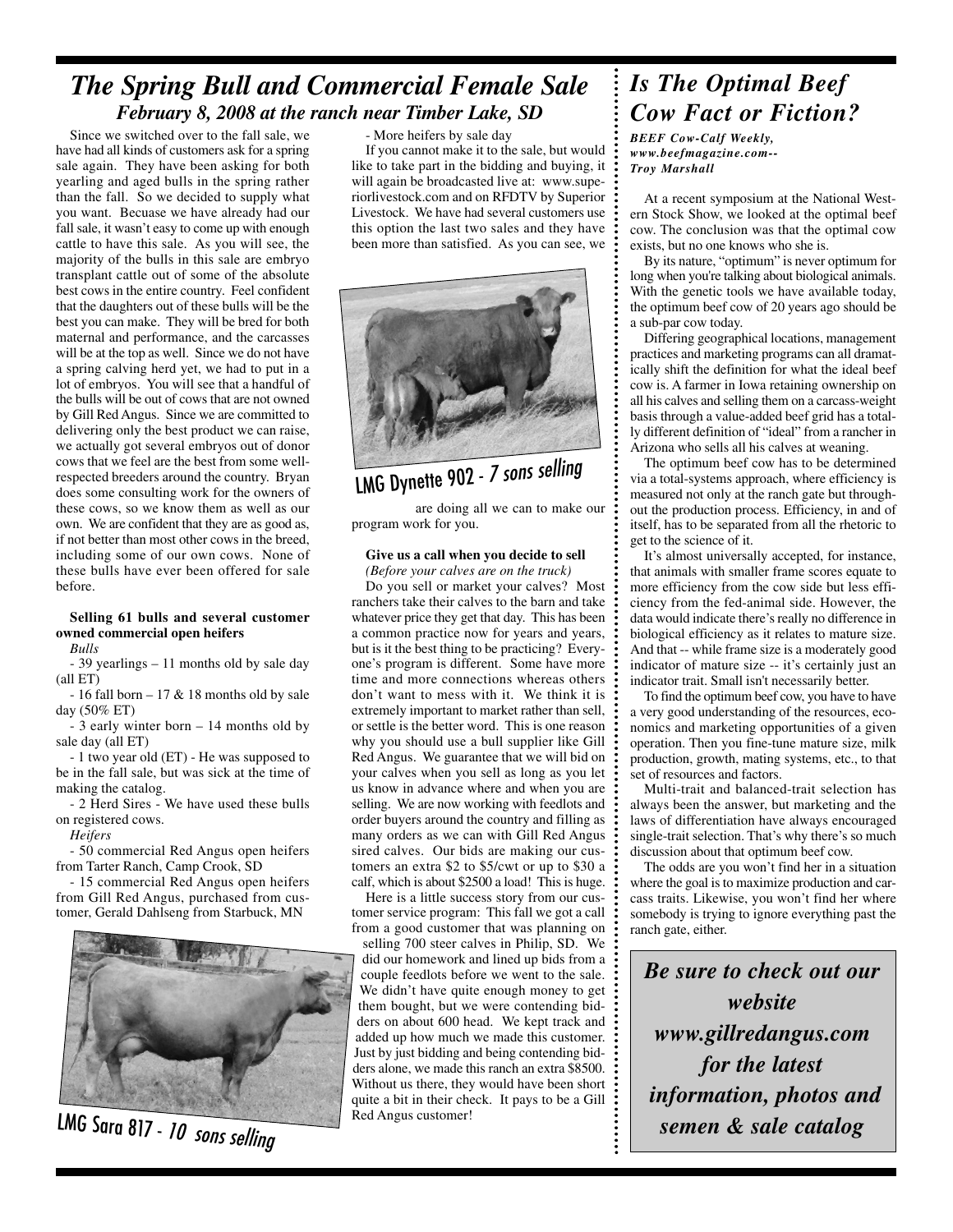## *The Spring Bull and Commercial Female Sale*

### *February 8, 2008 at the ranch near Timber Lake, SD*

Since we switched over to the fall sale, we have had all kinds of customers ask for a spring sale again. They have been asking for both yearling and aged bulls in the spring rather than the fall. So we decided to supply what you want. Becuase we have already had our fall sale, it wasn't easy to come up with enough cattle to have this sale. As you will see, the majority of the bulls in this sale are embryo transplant cattle out of some of the absolute best cows in the entire country. Feel confident that the daughters out of these bulls will be the best you can make. They will be bred for both maternal and performance, and the carcasses will be at the top as well. Since we do not have a spring calving herd yet, we had to put in a lot of embryos. You will see that a handful of the bulls will be out of cows that are not owned by Gill Red Angus. Since we are committed to delivering only the best product we can raise, we actually got several embryos out of donor cows that we feel are the best from some well-respected breeders around the country. Bryan does some consulting work for the owners of these cows, so we know them as well as our own. We are confident that they are as good as, if not better than most other cows in the breed, including some of our own cows. None of these bulls have ever been offered for sale before.

**Selling 61 bulls and several customer owned commercial open heifers**

*Bulls*

- 39 yearlings – 11 months old by sale day (all ET)
- 16 fall born – 17 & 18 months old by sale day (50% ET)
- 3 early winter born – 14 months old by sale day (all ET)
- 1 two year old (ET) - He was supposed to be in the fall sale, but was sick at the time of making the catalog.
- 2 Herd Sires - We have used these bulls on registered cows.

*Heifers*

- 50 commercial Red Angus open heifers from Tarter Ranch, Camp Crook, SD
- 15 commercial Red Angus open heifers from Gill Red Angus, purchased from customer, Gerald Dahlseng from Starbuck, MN
- More heifers by sale day

LMG Sara 817 - *10 sons selling*

If you cannot make it to the sale, but would like to take part in the bidding and buying, it will again be broadcasted live at: www.superiorlivestock.com and on RFDTV by Superior Livestock. We have had several customers use this option the last two sales and they have been more than satisfied. As you can see, we are doing all we can to make our program work for you.

LMG Dynette 902 - *7 sons selling*

**Give us a call when you decide to sell**
*(Before your calves are on the truck)*

Do you sell or market your calves? Most ranchers take their calves to the barn and take whatever price they get that day. This has been a common practice now for years and years, but is it the best thing to be practicing? Everyone's program is different. Some have more time and more connections whereas others don't want to mess with it. We think it is extremely important to market rather than sell, or settle is the better word. This is one reason why you should use a bull supplier like Gill Red Angus. We guarantee that we will bid on your calves when you sell as long as you let us know in advance where and when you are selling. We are now working with feedlots and order buyers around the country and filling as many orders as we can with Gill Red Angus sired calves. Our bids are making our customers an extra $2 to $5/cwt or up to $30 a calf, which is about $2500 a load! This is huge.

Here is a little success story from our customer service program: This fall we got a call from a good customer that was planning on selling 700 steer calves in Philip, SD. We did our homework and lined up bids from a couple feedlots before we went to the sale. We didn't have quite enough money to get them bought, but we were contending bidders on about 600 head. We kept track and added up how much we made this customer. Just by just bidding and being contending bidders alone, we made this ranch an extra $8500. Without us there, they would have been short quite a bit in their check. It pays to be a Gill Red Angus customer!

## *Is The Optimal Beef Cow Fact or Fiction?*

***BEEF Cow-Calf Weekly, www.beefmagazine.com-- Troy Marshall***

At a recent symposium at the National Western Stock Show, we looked at the optimal beef cow. The conclusion was that the optimal cow exists, but no one knows who she is.

By its nature, "optimum" is never optimum for long when you're talking about biological animals. With the genetic tools we have available today, the optimum beef cow of 20 years ago should be a sub-par cow today.

Differing geographical locations, management practices and marketing programs can all dramatically shift the definition for what the ideal beef cow is. A farmer in Iowa retaining ownership on all his calves and selling them on a carcass-weight basis through a value-added beef grid has a totally different definition of "ideal" from a rancher in Arizona who sells all his calves at weaning.

The optimum beef cow has to be determined via a total-systems approach, where efficiency is measured not only at the ranch gate but throughout the production process. Efficiency, in and of itself, has to be separated from all the rhetoric to get to the science of it.

It's almost universally accepted, for instance, that animals with smaller frame scores equate to more efficiency from the cow side but less efficiency from the fed-animal side. However, the data would indicate there's really no difference in biological efficiency as it relates to mature size. And that -- while frame size is a moderately good indicator of mature size -- it's certainly just an indicator trait. Small isn't necessarily better.

To find the optimum beef cow, you have to have a very good understanding of the resources, economics and marketing opportunities of a given operation. Then you fine-tune mature size, milk production, growth, mating systems, etc., to that set of resources and factors.

Multi-trait and balanced-trait selection has always been the answer, but marketing and the laws of differentiation have always encouraged single-trait selection. That's why there's so much discussion about that optimum beef cow.

The odds are you won't find her in a situation where the goal is to maximize production and carcass traits. Likewise, you won't find her where somebody is trying to ignore everything past the ranch gate, either.

***Be sure to check out our website www.gillredangus.com for the latest information, photos and semen & sale catalog***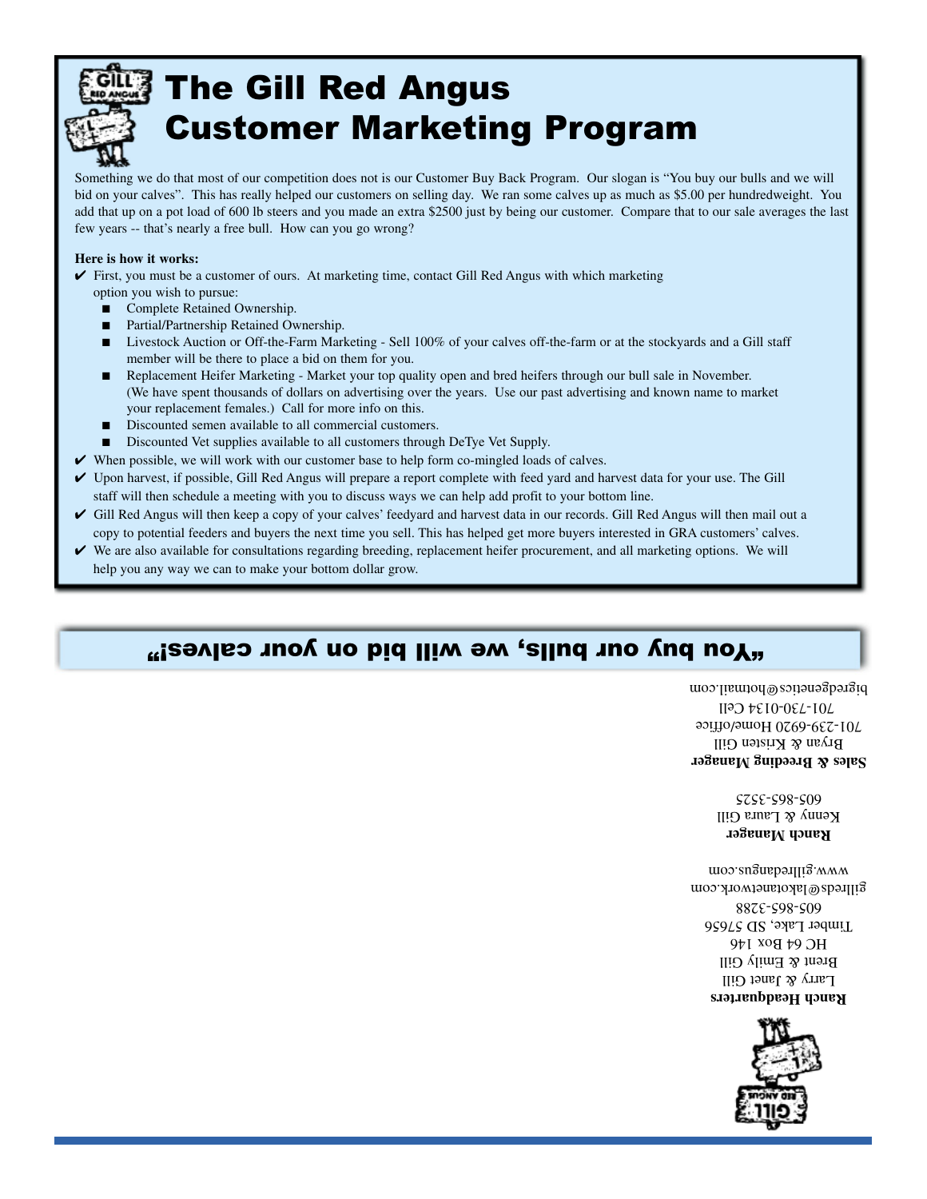# The Gill Red Angus Customer Marketing Program

Something we do that most of our competition does not is our Customer Buy Back Program. Our slogan is "You buy our bulls and we will bid on your calves". This has really helped our customers on selling day. We ran some calves up as much as $5.00 per hundredweight. You add that up on a pot load of 600 lb steers and you made an extra $2500 just by being our customer. Compare that to our sale averages the last few years -- that's nearly a free bull. How can you go wrong?

**Here is how it works:**

- ✔ First, you must be a customer of ours. At marketing time, contact Gill Red Angus with which marketing option you wish to pursue:
  - Complete Retained Ownership.
  - Partial/Partnership Retained Ownership.
  - Livestock Auction or Off-the-Farm Marketing - Sell 100% of your calves off-the-farm or at the stockyards and a Gill staff member will be there to place a bid on them for you.
  - Replacement Heifer Marketing - Market your top quality open and bred heifers through our bull sale in November. (We have spent thousands of dollars on advertising over the years. Use our past advertising and known name to market your replacement females.) Call for more info on this.
  - Discounted semen available to all commercial customers.
  - Discounted Vet supplies available to all customers through DeTye Vet Supply.
- ✔ When possible, we will work with our customer base to help form co-mingled loads of calves.
- ✔ Upon harvest, if possible, Gill Red Angus will prepare a report complete with feed yard and harvest data for your use. The Gill staff will then schedule a meeting with you to discuss ways we can help add profit to your bottom line.
- ✔ Gill Red Angus will then keep a copy of your calves' feedyard and harvest data in our records. Gill Red Angus will then mail out a copy to potential feeders and buyers the next time you sell. This has helped get more buyers interested in GRA customers' calves.
- ✔ We are also available for consultations regarding breeding, replacement heifer procurement, and all marketing options. We will help you any way we can to make your bottom dollar grow.

## "You buy our bulls, we will bid on your calves!"

**Ranch Headquarters**
Larry & Janet Gill
Brent & Emily Gill
HC 64 Box 146
Timber Lake, SD 57656
605-865-3288
gillreds@lakotanetwork.com
www.gillredangus.com

**Ranch Manager**
Kenny & Laura Gill
605-865-3525

**Sales & Breeding Manager**
Bryan & Kristen Gill
701-239-6920 Home/office
701-730-0134 Cell
bigredgenetics@hotmail.com